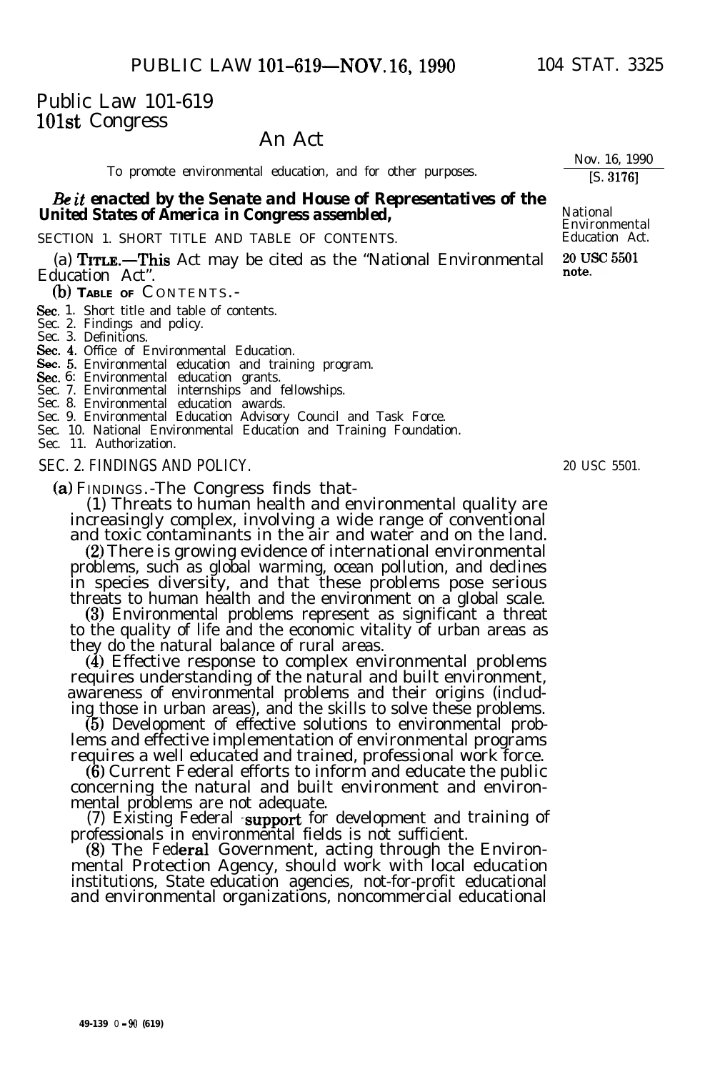Public Law 101-619
101st Congress

# An Act

Nov. 16, 1990
[S. 3176]

To promote environmental education, and for other purposes.

***Be it* enacted by the Senate and House of Representatives of the United States of America in Congress assembled,**

National Environmental Education Act.

SECTION 1. SHORT TITLE AND TABLE OF CONTENTS.

20 USC 5501 note.

(a) **TITLE.**—This Act may be cited as the "National Environmental Education Act".

(b) **TABLE OF CONTENTS.**-

Sec. 1. Short title and table of contents.
Sec. 2. Findings and policy.
Sec. 3. Definitions.
Sec. 4. Office of Environmental Education.
Sec. 5. Environmental education and training program.
Sec. 6. Environmental education grants.
Sec. 7. Environmental internships and fellowships.
Sec. 8. Environmental education awards.
Sec. 9. Environmental Education Advisory Council and Task Force.
Sec. 10. National Environmental Education and Training Foundation.
Sec. 11. Authorization.

SEC. 2. FINDINGS AND POLICY.

20 USC 5501.

(a) FINDINGS.-The Congress finds that-

(1) Threats to human health and environmental quality are increasingly complex, involving a wide range of conventional and toxic contaminants in the air and water and on the land.

(2) There is growing evidence of international environmental problems, such as global warming, ocean pollution, and declines in species diversity, and that these problems pose serious threats to human health and the environment on a global scale.

(3) Environmental problems represent as significant a threat to the quality of life and the economic vitality of urban areas as they do the natural balance of rural areas.

(4) Effective response to complex environmental problems requires understanding of the natural and built environment, awareness of environmental problems and their origins (including those in urban areas), and the skills to solve these problems.

(5) Development of effective solutions to environmental problems and effective implementation of environmental programs requires a well educated and trained, professional work force.

(6) Current Federal efforts to inform and educate the public concerning the natural and built environment and environmental problems are not adequate.

(7) Existing Federal support for development and training of professionals in environmental fields is not sufficient.

(8) The Federal Government, acting through the Environmental Protection Agency, should work with local education institutions, State education agencies, not-for-profit educational and environmental organizations, noncommercial educational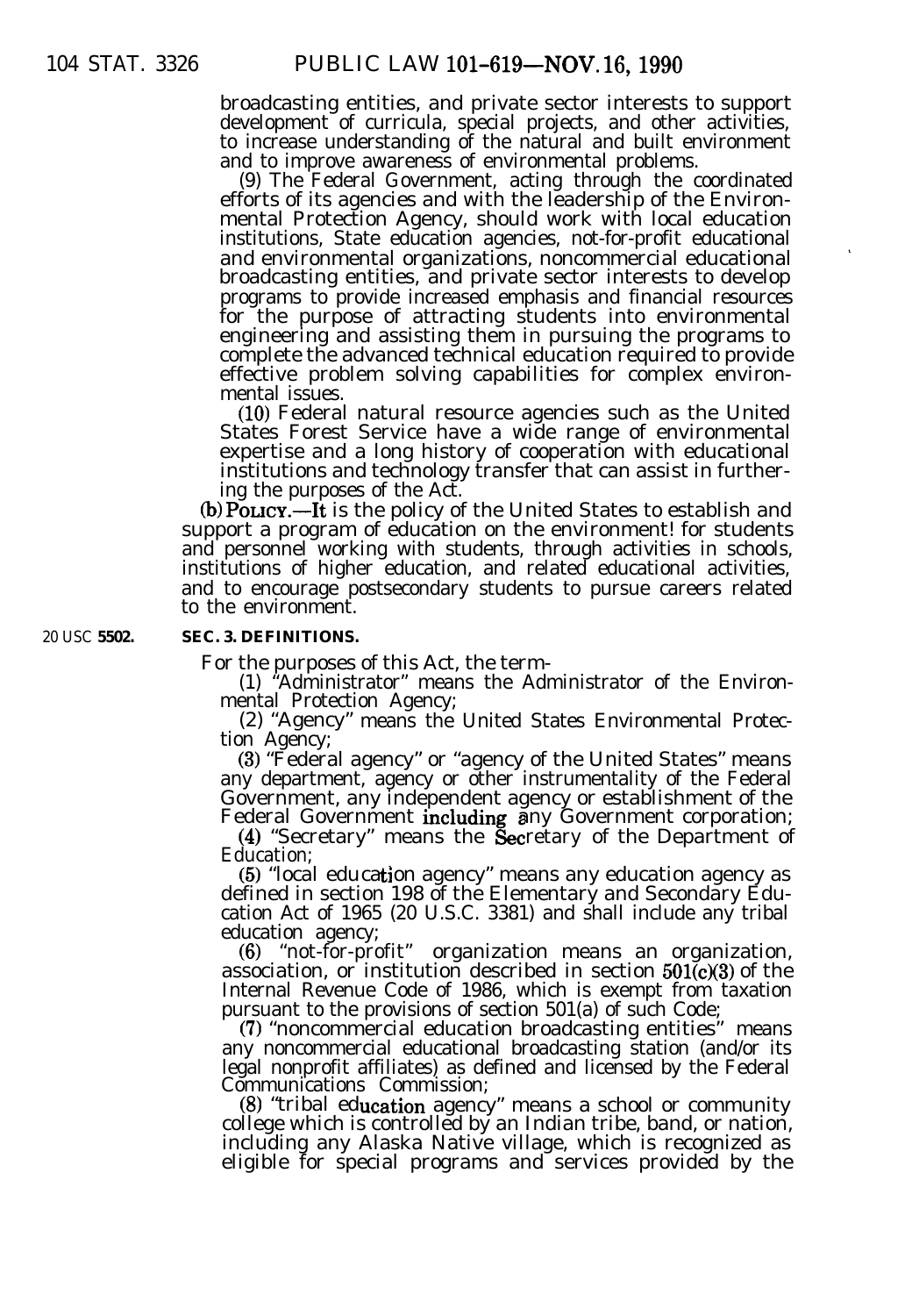broadcasting entities, and private sector interests to support development of curricula, special projects, and other activities, to increase understanding of the natural and built environment and to improve awareness of environmental problems.

(9) The Federal Government, acting through the coordinated efforts of its agencies and with the leadership of the Environmental Protection Agency, should work with local education institutions, State education agencies, not-for-profit educational and environmental organizations, noncommercial educational broadcasting entities, and private sector interests to develop programs to provide increased emphasis and financial resources for the purpose of attracting students into environmental engineering and assisting them in pursuing the programs to complete the advanced technical education required to provide effective problem solving capabilities for complex environmental issues.

(10) Federal natural resource agencies such as the United States Forest Service have a wide range of environmental expertise and a long history of cooperation with educational institutions and technology transfer that can assist in furthering the purposes of the Act.

(b) POLICY.—It is the policy of the United States to establish and support a program of education on the environment! for students and personnel working with students, through activities in schools, institutions of higher education, and related educational activities, and to encourage postsecondary students to pursue careers related to the environment.

20 USC 5502.

**SEC. 3. DEFINITIONS.**

For the purposes of this Act, the term-

(1) "Administrator" means the Administrator of the Environmental Protection Agency;

(2) "Agency" means the United States Environmental Protection Agency;

(3) "Federal agency" or "agency of the United States" means any department, agency or other instrumentality of the Federal Government, any independent agency or establishment of the Federal Government including any Government corporation;

(4) "Secretary" means the Secretary of the Department of Education;

(5) "local education agency" means any education agency as defined in section 198 of the Elementary and Secondary Education Act of 1965 (20 U.S.C. 3381) and shall include any tribal education agency;

(6) "not-for-profit" organization means an organization, association, or institution described in section 501(c)(3) of the Internal Revenue Code of 1986, which is exempt from taxation pursuant to the provisions of section 501(a) of such Code;

(7) "noncommercial education broadcasting entities" means any noncommercial educational broadcasting station (and/or its legal nonprofit affiliates) as defined and licensed by the Federal Communications Commission;

(8) "tribal education agency" means a school or community college which is controlled by an Indian tribe, band, or nation, including any Alaska Native village, which is recognized as eligible for special programs and services provided by the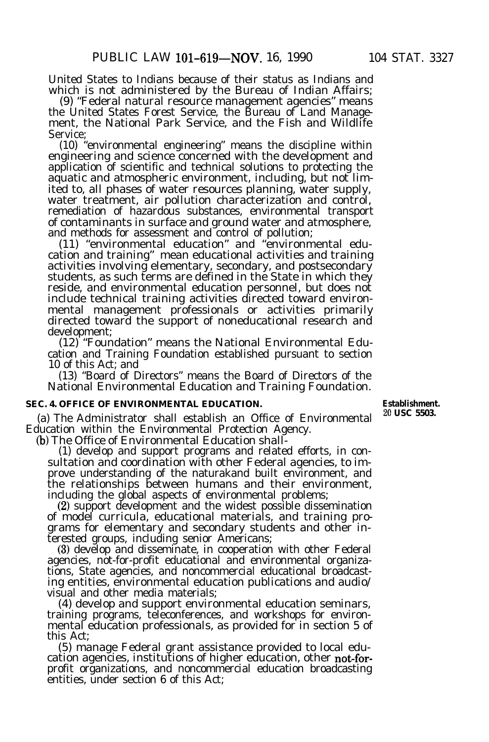United States to Indians because of their status as Indians and which is not administered by the Bureau of Indian Affairs;

(9) "Federal natural resource management agencies" means the United States Forest Service, the Bureau of Land Management, the National Park Service, and the Fish and Wildlife Service;

(10) "environmental engineering" means the discipline within engineering and science concerned with the development and application of scientific and technical solutions to protecting the aquatic and atmospheric environment, including, but not limited to, all phases of water resources planning, water supply, water treatment, air pollution characterization and control, remediation of hazardous substances, environmental transport of contaminants in surface and ground water and atmosphere, and methods for assessment and control of pollution;

(11) "environmental education" and "environmental education and training" mean educational activities and training activities involving elementary, secondary, and postsecondary students, as such terms are defined in the State in which they reside, and environmental education personnel, but does not include technical training activities directed toward environmental management professionals or activities primarily directed toward the support of noneducational research and development;

(12) "Foundation" means the National Environmental Education and Training Foundation established pursuant to section 10 of this Act; and

(13) "Board of Directors" means the Board of Directors of the National Environmental Education and Training Foundation.

**SEC. 4. OFFICE OF ENVIRONMENTAL EDUCATION.**

**Establishment.**
**20 USC 5503.**

(a) The Administrator shall establish an Office of Environmental Education within the Environmental Protection Agency.

(b) The Office of Environmental Education shall-

(1) develop and support programs and related efforts, in consultation and coordination with other Federal agencies, to improve understanding of the naturakand built environment, and the relationships between humans and their environment, including the global aspects of environmental problems;

(2) support development and the widest possible dissemination of model curricula, educational materials, and training programs for elementary and secondary students and other interested groups, including senior Americans;

(3) develop and disseminate, in cooperation with other Federal agencies, not-for-profit educational and environmental organizations, State agencies, and noncommercial educational broadcasting entities, environmental education publications and audio/visual and other media materials;

(4) develop and support environmental education seminars, training programs, teleconferences, and workshops for environmental education professionals, as provided for in section 5 of this Act;

(5) manage Federal grant assistance provided to local education agencies, institutions of higher education, other not-for-profit organizations, and noncommercial education broadcasting entities, under section 6 of this Act;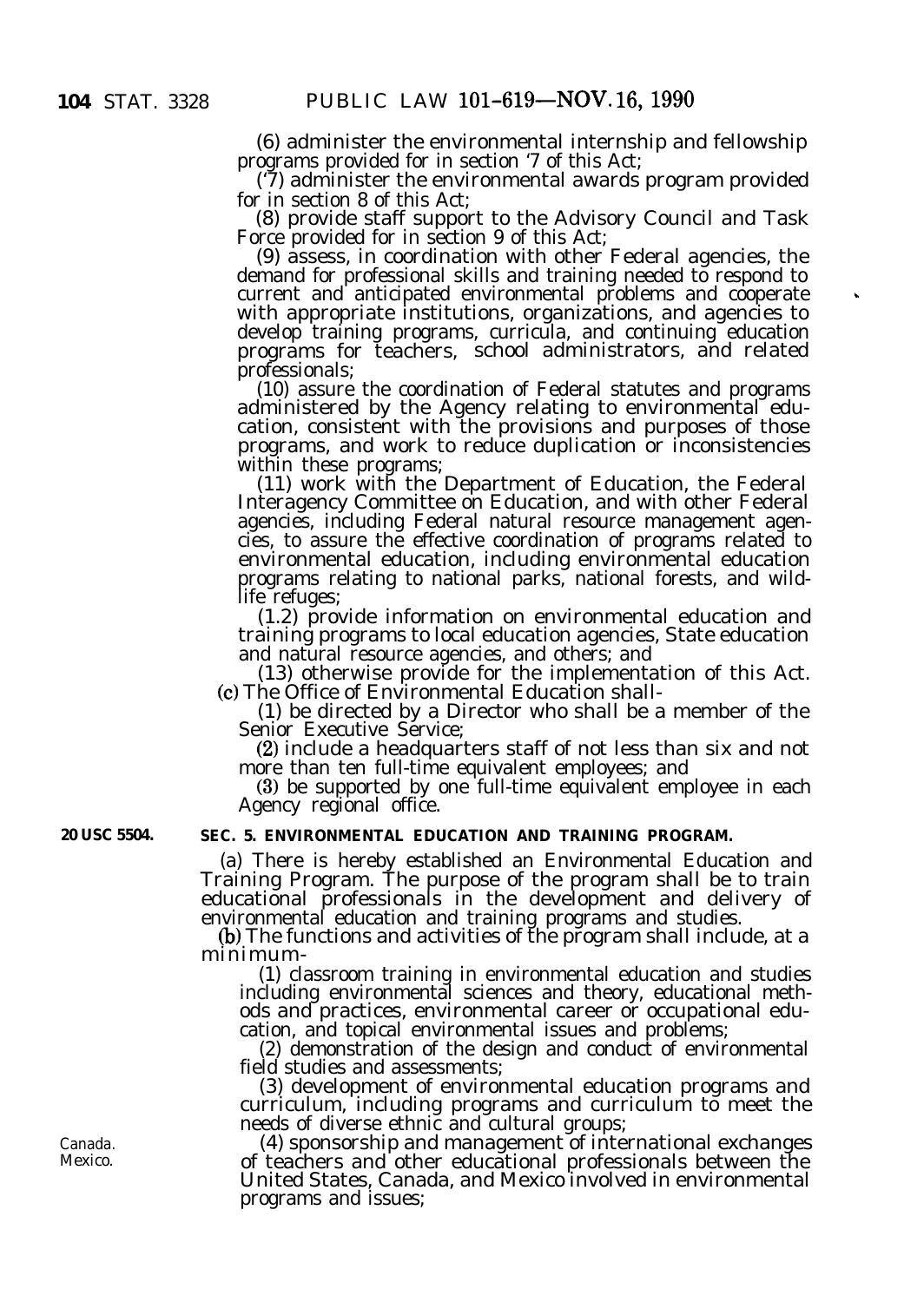(6) administer the environmental internship and fellowship programs provided for in section '7 of this Act;

('7) administer the environmental awards program provided for in section 8 of this Act;

(8) provide staff support to the Advisory Council and Task Force provided for in section 9 of this Act;

(9) assess, in coordination with other Federal agencies, the demand for professional skills and training needed to respond to current and anticipated environmental problems and cooperate with appropriate institutions, organizations, and agencies to develop training programs, curricula, and continuing education programs for teachers, school administrators, and related professionals;

(10) assure the coordination of Federal statutes and programs administered by the Agency relating to environmental education, consistent with the provisions and purposes of those programs, and work to reduce duplication or inconsistencies within these programs;

(11) work with the Department of Education, the Federal Interagency Committee on Education, and with other Federal agencies, including Federal natural resource management agencies, to assure the effective coordination of programs related to environmental education, including environmental education programs relating to national parks, national forests, and wildlife refuges;

(1.2) provide information on environmental education and training programs to local education agencies, State education and natural resource agencies, and others; and

(13) otherwise provide for the implementation of this Act.

(c) The Office of Environmental Education shall-

(1) be directed by a Director who shall be a member of the Senior Executive Service;

(2) include a headquarters staff of not less than six and not more than ten full-time equivalent employees; and

(3) be supported by one full-time equivalent employee in each Agency regional office.

20 USC 5504.

**SEC. 5. ENVIRONMENTAL EDUCATION AND TRAINING PROGRAM.**

(a) There is hereby established an Environmental Education and Training Program. The purpose of the program shall be to train educational professionals in the development and delivery of environmental education and training programs and studies.

(b) The functions and activities of the program shall include, at a minimum-

(1) classroom training in environmental education and studies including environmental sciences and theory, educational methods and practices, environmental career or occupational education, and topical environmental issues and problems;

(2) demonstration of the design and conduct of environmental field studies and assessments;

(3) development of environmental education programs and curriculum, including programs and curriculum to meet the needs of diverse ethnic and cultural groups;

Canada.
Mexico.

(4) sponsorship and management of international exchanges of teachers and other educational professionals between the United States, Canada, and Mexico involved in environmental programs and issues;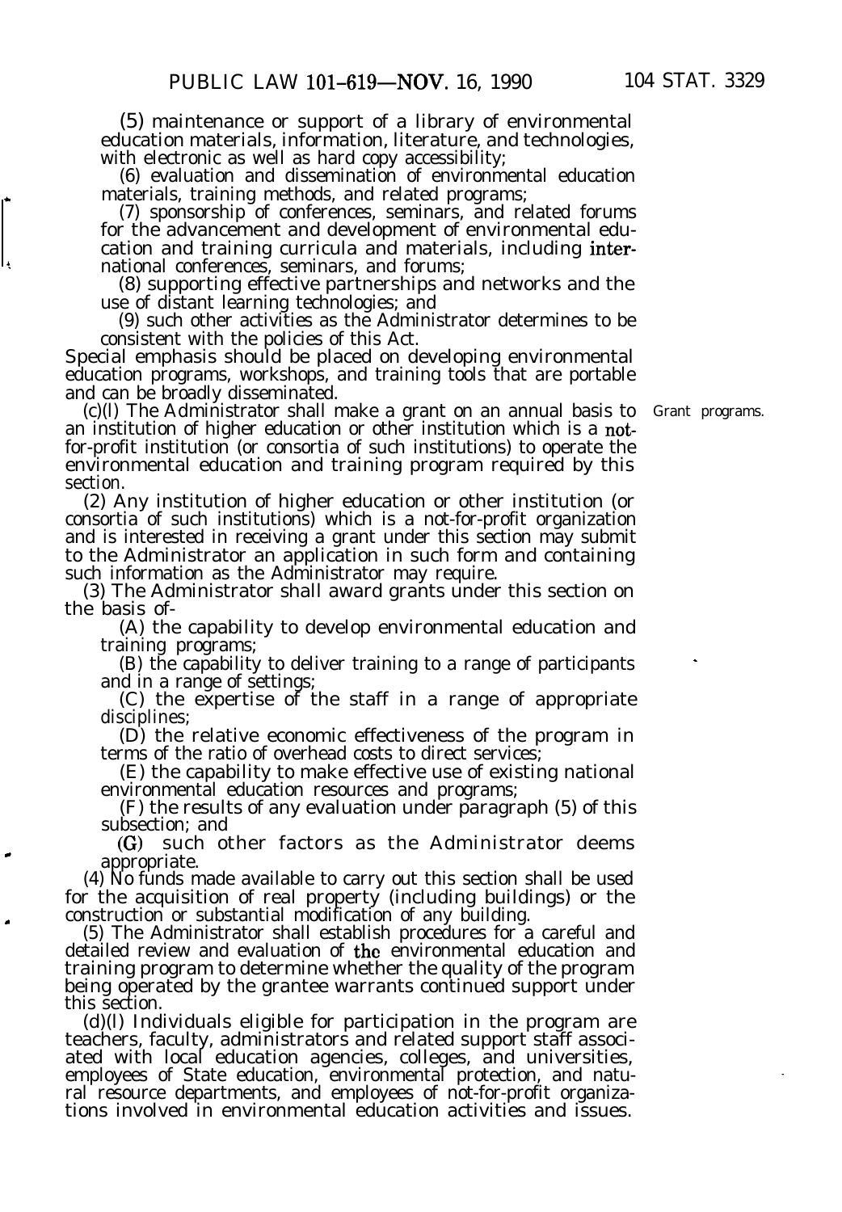(5) maintenance or support of a library of environmental education materials, information, literature, and technologies, with electronic as well as hard copy accessibility;

(6) evaluation and dissemination of environmental education materials, training methods, and related programs;

(7) sponsorship of conferences, seminars, and related forums for the advancement and development of environmental education and training curricula and materials, including international conferences, seminars, and forums;

(8) supporting effective partnerships and networks and the use of distant learning technologies; and

(9) such other activities as the Administrator determines to be consistent with the policies of this Act.

Special emphasis should be placed on developing environmental education programs, workshops, and training tools that are portable and can be broadly disseminated.

Grant programs.

(c)(1) The Administrator shall make a grant on an annual basis to an institution of higher education or other institution which is a not-for-profit institution (or consortia of such institutions) to operate the environmental education and training program required by this section.

(2) Any institution of higher education or other institution (or consortia of such institutions) which is a not-for-profit organization and is interested in receiving a grant under this section may submit to the Administrator an application in such form and containing such information as the Administrator may require.

(3) The Administrator shall award grants under this section on the basis of-

(A) the capability to develop environmental education and training programs;

(B) the capability to deliver training to a range of participants and in a range of settings;

(C) the expertise of the staff in a range of appropriate disciplines;

(D) the relative economic effectiveness of the program in terms of the ratio of overhead costs to direct services;

(E) the capability to make effective use of existing national environmental education resources and programs;

(F) the results of any evaluation under paragraph (5) of this subsection; and

(G) such other factors as the Administrator deems appropriate.

(4) No funds made available to carry out this section shall be used for the acquisition of real property (including buildings) or the construction or substantial modification of any building.

(5) The Administrator shall establish procedures for a careful and detailed review and evaluation of the environmental education and training program to determine whether the quality of the program being operated by the grantee warrants continued support under this section.

(d)(1) Individuals eligible for participation in the program are teachers, faculty, administrators and related support staff associated with local education agencies, colleges, and universities, employees of State education, environmental protection, and natural resource departments, and employees of not-for-profit organizations involved in environmental education activities and issues.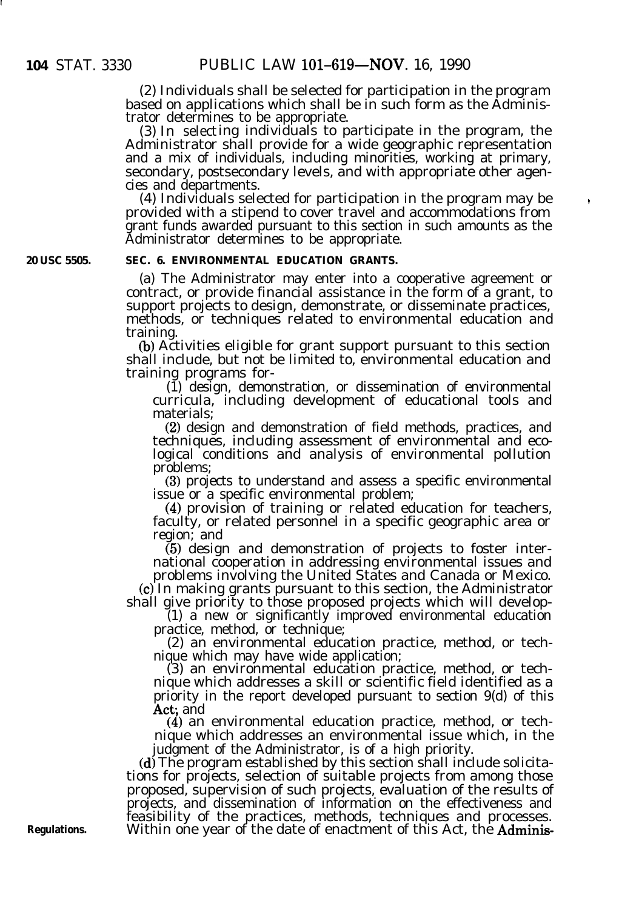(2) Individuals shall be selected for participation in the program based on applications which shall be in such form as the Administrator determines to be appropriate.

(3) In selecting individuals to participate in the program, the Administrator shall provide for a wide geographic representation and a mix of individuals, including minorities, working at primary, secondary, postsecondary levels, and with appropriate other agencies and departments.

(4) Individuals selected for participation in the program may be provided with a stipend to cover travel and accommodations from grant funds awarded pursuant to this section in such amounts as the Administrator determines to be appropriate.

20 USC 5505.

**SEC. 6. ENVIRONMENTAL EDUCATION GRANTS.**

(a) The Administrator may enter into a cooperative agreement or contract, or provide financial assistance in the form of a grant, to support projects to design, demonstrate, or disseminate practices, methods, or techniques related to environmental education and training.

(b) Activities eligible for grant support pursuant to this section shall include, but not be limited to, environmental education and training programs for-

(1) design, demonstration, or dissemination of environmental curricula, including development of educational tools and materials;

(2) design and demonstration of field methods, practices, and techniques, including assessment of environmental and ecological conditions and analysis of environmental pollution problems;

(3) projects to understand and assess a specific environmental issue or a specific environmental problem;

(4) provision of training or related education for teachers, faculty, or related personnel in a specific geographic area or region; and

(5) design and demonstration of projects to foster international cooperation in addressing environmental issues and problems involving the United States and Canada or Mexico.

(c) In making grants pursuant to this section, the Administrator shall give priority to those proposed projects which will develop-

(1) a new or significantly improved environmental education practice, method, or technique;

(2) an environmental education practice, method, or technique which may have wide application;

(3) an environmental education practice, method, or technique which addresses a skill or scientific field identified as a priority in the report developed pursuant to section 9(d) of this Act; and

(4) an environmental education practice, method, or technique which addresses an environmental issue which, in the judgment of the Administrator, is of a high priority.

(d) The program established by this section shall include solicitations for projects, selection of suitable projects from among those proposed, supervision of such projects, evaluation of the results of projects, and dissemination of information on the effectiveness and feasibility of the practices, methods, techniques and processes.

Regulations.

Within one year of the date of enactment of this Act, the Adminis-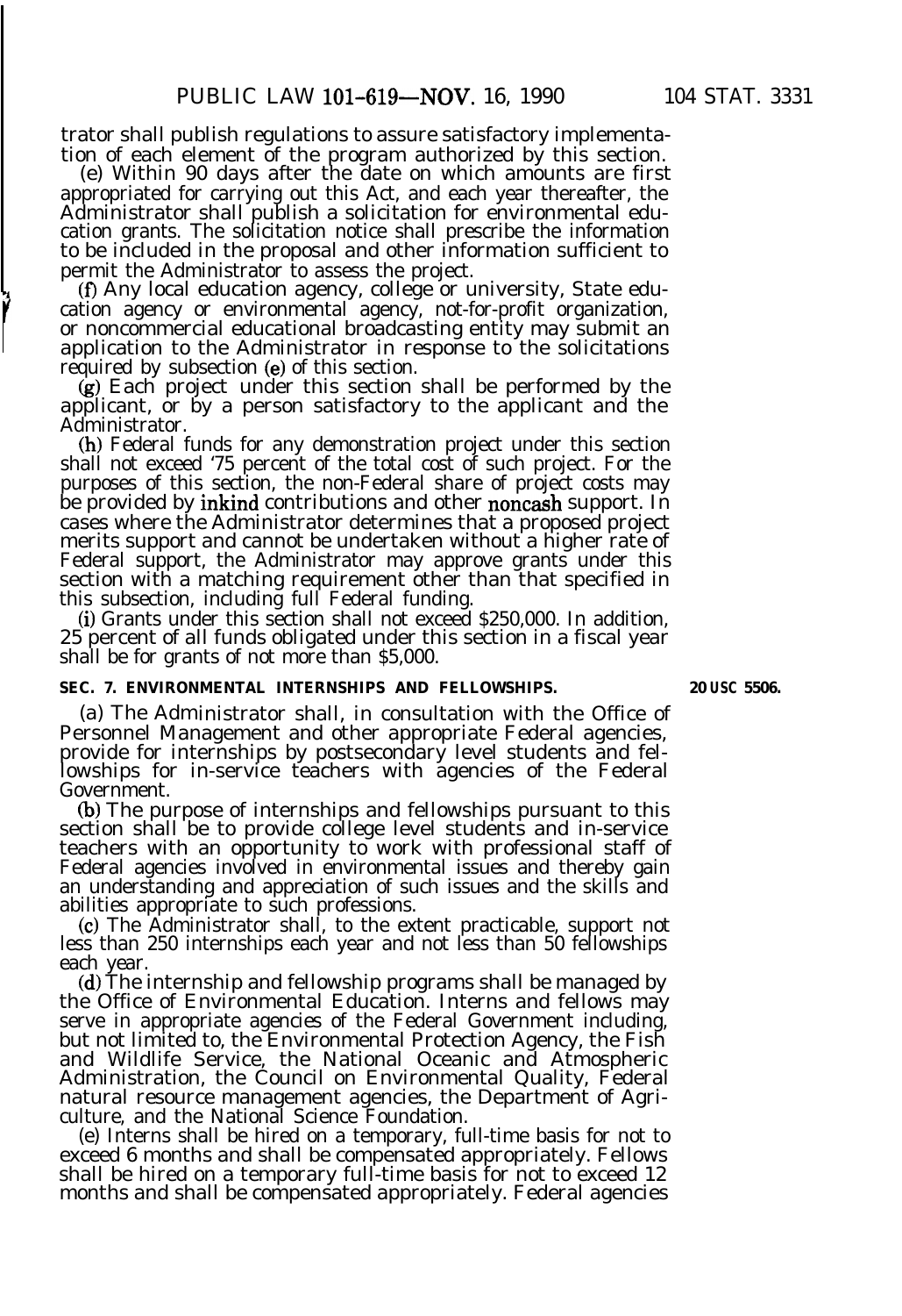trator shall publish regulations to assure satisfactory implementation of each element of the program authorized by this section.

(e) Within 90 days after the date on which amounts are first appropriated for carrying out this Act, and each year thereafter, the Administrator shall publish a solicitation for environmental education grants. The solicitation notice shall prescribe the information to be included in the proposal and other information sufficient to permit the Administrator to assess the project.

(f) Any local education agency, college or university, State education agency or environmental agency, not-for-profit organization, or noncommercial educational broadcasting entity may submit an application to the Administrator in response to the solicitations required by subsection (e) of this section.

(g) Each project under this section shall be performed by the applicant, or by a person satisfactory to the applicant and the Administrator.

(h) Federal funds for any demonstration project under this section shall not exceed '75 percent of the total cost of such project. For the purposes of this section, the non-Federal share of project costs may be provided by inkind contributions and other noncash support. In cases where the Administrator determines that a proposed project merits support and cannot be undertaken without a higher rate of Federal support, the Administrator may approve grants under this section with a matching requirement other than that specified in this subsection, including full Federal funding.

(i) Grants under this section shall not exceed $250,000. In addition, 25 percent of all funds obligated under this section in a fiscal year shall be for grants of not more than $5,000.

**SEC. 7. ENVIRONMENTAL INTERNSHIPS AND FELLOWSHIPS.**

20 USC 5506.

(a) The Administrator shall, in consultation with the Office of Personnel Management and other appropriate Federal agencies, provide for internships by postsecondary level students and fellowships for in-service teachers with agencies of the Federal Government.

(b) The purpose of internships and fellowships pursuant to this section shall be to provide college level students and in-service teachers with an opportunity to work with professional staff of Federal agencies involved in environmental issues and thereby gain an understanding and appreciation of such issues and the skills and abilities appropriate to such professions.

(c) The Administrator shall, to the extent practicable, support not less than 250 internships each year and not less than 50 fellowships each year.

(d) The internship and fellowship programs shall be managed by the Office of Environmental Education. Interns and fellows may serve in appropriate agencies of the Federal Government including, but not limited to, the Environmental Protection Agency, the Fish and Wildlife Service, the National Oceanic and Atmospheric Administration, the Council on Environmental Quality, Federal natural resource management agencies, the Department of Agriculture, and the National Science Foundation.

(e) Interns shall be hired on a temporary, full-time basis for not to exceed 6 months and shall be compensated appropriately. Fellows shall be hired on a temporary full-time basis for not to exceed 12 months and shall be compensated appropriately. Federal agencies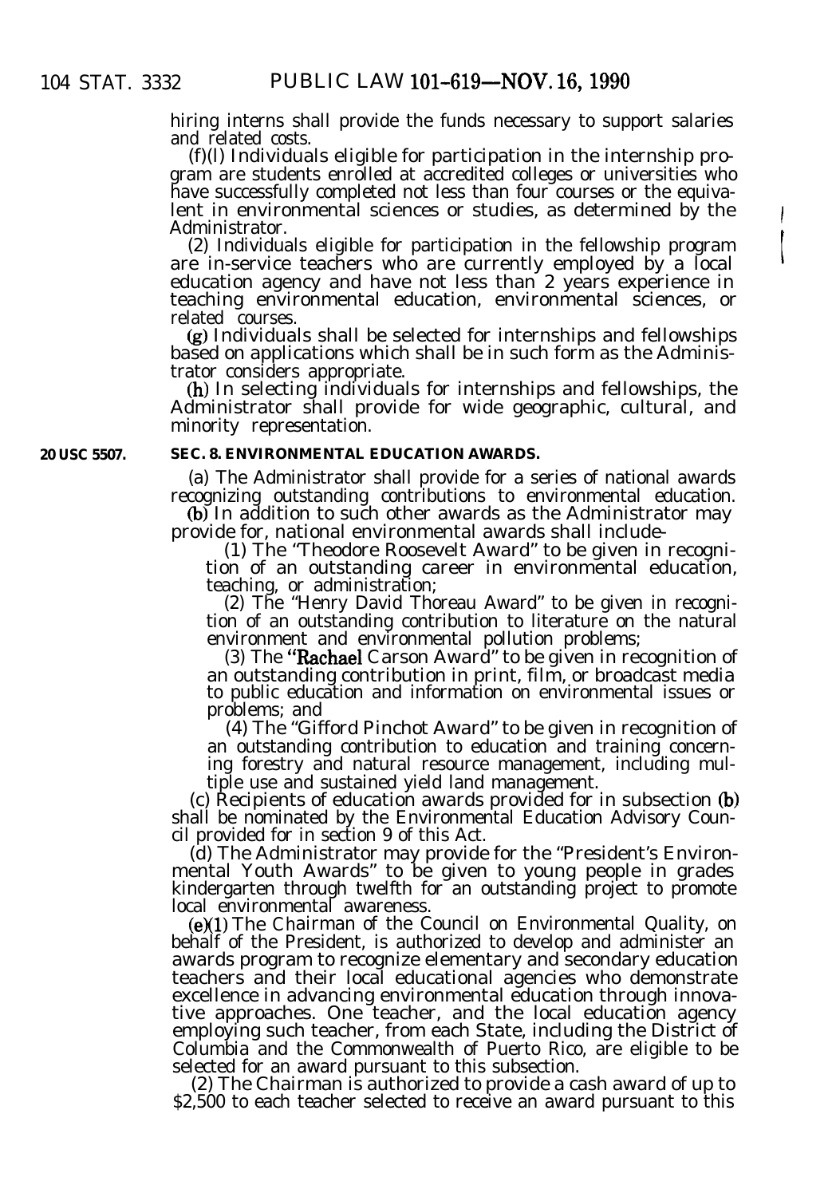hiring interns shall provide the funds necessary to support salaries and related costs.

(f)(l) Individuals eligible for participation in the internship program are students enrolled at accredited colleges or universities who have successfully completed not less than four courses or the equivalent in environmental sciences or studies, as determined by the Administrator.

(2) Individuals eligible for participation in the fellowship program are in-service teachers who are currently employed by a local education agency and have not less than 2 years experience in teaching environmental education, environmental sciences, or related courses.

(g) Individuals shall be selected for internships and fellowships based on applications which shall be in such form as the Administrator considers appropriate.

(h) In selecting individuals for internships and fellowships, the Administrator shall provide for wide geographic, cultural, and minority representation.

20 USC 5507.

**SEC. 8. ENVIRONMENTAL EDUCATION AWARDS.**

(a) The Administrator shall provide for a series of national awards recognizing outstanding contributions to environmental education.

(b) In addition to such other awards as the Administrator may provide for, national environmental awards shall include-

(1) The "Theodore Roosevelt Award" to be given in recognition of an outstanding career in environmental education, teaching, or administration;

(2) The "Henry David Thoreau Award" to be given in recognition of an outstanding contribution to literature on the natural environment and environmental pollution problems;

(3) The "Rachael Carson Award" to be given in recognition of an outstanding contribution in print, film, or broadcast media to public education and information on environmental issues or problems; and

(4) The "Gifford Pinchot Award" to be given in recognition of an outstanding contribution to education and training concerning forestry and natural resource management, including multiple use and sustained yield land management.

(c) Recipients of education awards provided for in subsection (b) shall be nominated by the Environmental Education Advisory Council provided for in section 9 of this Act.

(d) The Administrator may provide for the "President's Environmental Youth Awards" to be given to young people in grades kindergarten through twelfth for an outstanding project to promote local environmental awareness.

(e)(1) The Chairman of the Council on Environmental Quality, on behalf of the President, is authorized to develop and administer an awards program to recognize elementary and secondary education teachers and their local educational agencies who demonstrate excellence in advancing environmental education through innovative approaches. One teacher, and the local education agency employing such teacher, from each State, including the District of Columbia and the Commonwealth of Puerto Rico, are eligible to be selected for an award pursuant to this subsection.

(2) The Chairman is authorized to provide a cash award of up to $2,500 to each teacher selected to receive an award pursuant to this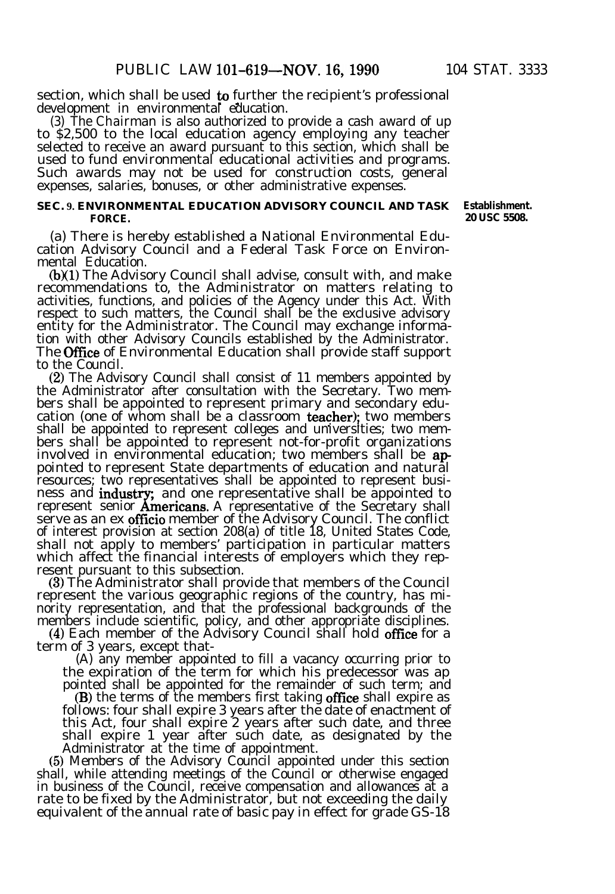section, which shall be used to further the recipient's professional development in environmental education.

(3) The Chairman is also authorized to provide a cash award of up to $2,500 to the local education agency employing any teacher selected to receive an award pursuant to this section, which shall be used to fund environmental educational activities and programs. Such awards may not be used for construction costs, general expenses, salaries, bonuses, or other administrative expenses.

**SEC. 9. ENVIRONMENTAL EDUCATION ADVISORY COUNCIL AND TASK FORCE.**

**Establishment.**
**20 USC 5508.**

(a) There is hereby established a National Environmental Education Advisory Council and a Federal Task Force on Environmental Education.

(b)(1) The Advisory Council shall advise, consult with, and make recommendations to, the Administrator on matters relating to activities, functions, and policies of the Agency under this Act. With respect to such matters, the Council shall be the exclusive advisory entity for the Administrator. The Council may exchange information with other Advisory Councils established by the Administrator. The Office of Environmental Education shall provide staff support to the Council.

(2) The Advisory Council shall consist of 11 members appointed by the Administrator after consultation with the Secretary. Two members shall be appointed to represent primary and secondary education (one of whom shall be a classroom teacher); two members shall be appointed to represent colleges and universities; two members shall be appointed to represent not-for-profit organizations involved in environmental education; two members shall be appointed to represent State departments of education and natural resources; two representatives shall be appointed to represent business and industry; and one representative shall be appointed to represent senior Americans. A representative of the Secretary shall serve as an ex officio member of the Advisory Council. The conflict of interest provision at section 208(a) of title 18, United States Code, shall not apply to members' participation in particular matters which affect the financial interests of employers which they represent pursuant to this subsection.

(3) The Administrator shall provide that members of the Council represent the various geographic regions of the country, has minority representation, and that the professional backgrounds of the members include scientific, policy, and other appropriate disciplines.

(4) Each member of the Advisory Council shall hold office for a term of 3 years, except that-

(A) any member appointed to fill a vacancy occurring prior to the expiration of the term for which his predecessor was appointed shall be appointed for the remainder of such term; and

(B) the terms of the members first taking office shall expire as follows: four shall expire 3 years after the date of enactment of this Act, four shall expire 2 years after such date, and three shall expire 1 year after such date, as designated by the Administrator at the time of appointment.

(5) Members of the Advisory Council appointed under this section shall, while attending meetings of the Council or otherwise engaged in business of the Council, receive compensation and allowances at a rate to be fixed by the Administrator, but not exceeding the daily equivalent of the annual rate of basic pay in effect for grade GS-18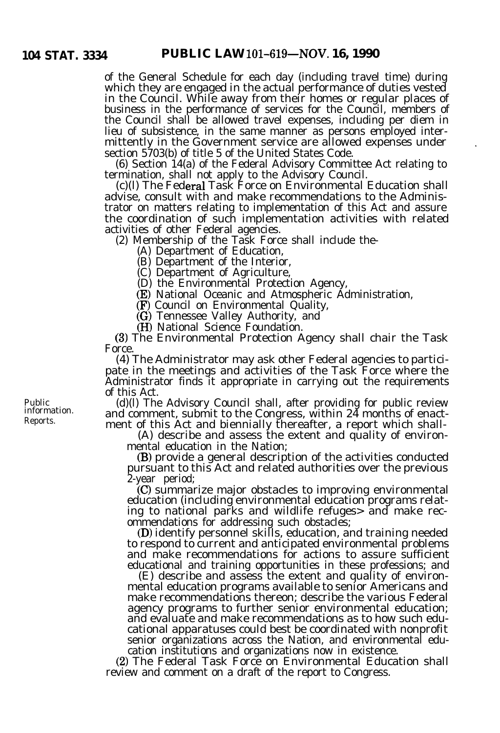of the General Schedule for each day (including travel time) during which they are engaged in the actual performance of duties vested in the Council. While away from their homes or regular places of business in the performance of services for the Council, members of the Council shall be allowed travel expenses, including per diem in lieu of subsistence, in the same manner as persons employed intermittently in the Government service are allowed expenses under section 5703(b) of title 5 of the United States Code.

(6) Section 14(a) of the Federal Advisory Committee Act relating to termination, shall not apply to the Advisory Council.

(c)(1) The Federal Task Force on Environmental Education shall advise, consult with and make recommendations to the Administrator on matters relating to implementation of this Act and assure the coordination of such implementation activities with related activities of other Federal agencies.

(2) Membership of the Task Force shall include the-

(A) Department of Education,

(B) Department of the Interior,

(C) Department of Agriculture,

(D) the Environmental Protection Agency,

(E) National Oceanic and Atmospheric Administration,

(F) Council on Environmental Quality,

(G) Tennessee Valley Authority, and

(H) National Science Foundation.

(3) The Environmental Protection Agency shall chair the Task Force.

(4) The Administrator may ask other Federal agencies to participate in the meetings and activities of the Task Force where the Administrator finds it appropriate in carrying out the requirements of this Act.

Public information. Reports.

(d)(1) The Advisory Council shall, after providing for public review and comment, submit to the Congress, within 24 months of enactment of this Act and biennially thereafter, a report which shall-

(A) describe and assess the extent and quality of environmental education in the Nation;

(B) provide a general description of the activities conducted pursuant to this Act and related authorities over the previous 2-year period;

(C) summarize major obstacles to improving environmental education (including environmental education programs relating to national parks and wildlife refuges> and make recommendations for addressing such obstacles;

(D) identify personnel skills, education, and training needed to respond to current and anticipated environmental problems and make recommendations for actions to assure sufficient educational and training opportunities in these professions; and

(E) describe and assess the extent and quality of environmental education programs available to senior Americans and make recommendations thereon; describe the various Federal agency programs to further senior environmental education; and evaluate and make recommendations as to how such educational apparatuses could best be coordinated with nonprofit senior organizations across the Nation, and environmental education institutions and organizations now in existence.

(2) The Federal Task Force on Environmental Education shall review and comment on a draft of the report to Congress.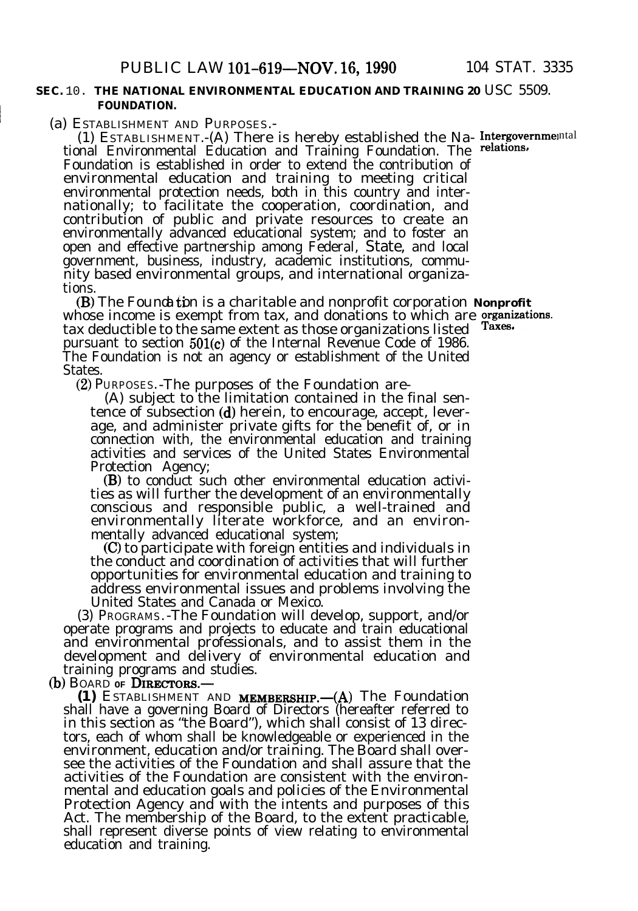## SEC. 10. THE NATIONAL ENVIRONMENTAL EDUCATION AND TRAINING FOUNDATION.

20 USC 5509.

(a) ESTABLISHMENT AND PURPOSES.-

(1) ESTABLISHMENT.-(A) There is hereby established the National Environmental Education and Training Foundation. The Foundation is established in order to extend the contribution of environmental education and training to meeting critical environmental protection needs, both in this country and internationally; to facilitate the cooperation, coordination, and contribution of public and private resources to create an environmentally advanced educational system; and to foster an open and effective partnership among Federal, State, and local government, business, industry, academic institutions, community based environmental groups, and international organizations.

Intergovernmental relations.

(B) The Foundation is a charitable and nonprofit corporation whose income is exempt from tax, and donations to which are tax deductible to the same extent as those organizations listed pursuant to section 501(c) of the Internal Revenue Code of 1986. The Foundation is not an agency or establishment of the United States.

Nonprofit organizations. Taxes.

(2) PURPOSES.-The purposes of the Foundation are-

(A) subject to the limitation contained in the final sentence of subsection (d) herein, to encourage, accept, leverage, and administer private gifts for the benefit of, or in connection with, the environmental education and training activities and services of the United States Environmental Protection Agency;

(B) to conduct such other environmental education activities as will further the development of an environmentally conscious and responsible public, a well-trained and environmentally literate workforce, and an environmentally advanced educational system;

(C) to participate with foreign entities and individuals in the conduct and coordination of activities that will further opportunities for environmental education and training to address environmental issues and problems involving the United States and Canada or Mexico.

(3) PROGRAMS.-The Foundation will develop, support, and/or operate programs and projects to educate and train educational and environmental professionals, and to assist them in the development and delivery of environmental education and training programs and studies.

(b) BOARD OF DIRECTORS.—

**(1)** ESTABLISHMENT AND MEMBERSHIP.—(A) The Foundation shall have a governing Board of Directors (hereafter referred to in this section as "the Board"), which shall consist of 13 directors, each of whom shall be knowledgeable or experienced in the environment, education and/or training. The Board shall oversee the activities of the Foundation and shall assure that the activities of the Foundation are consistent with the environmental and education goals and policies of the Environmental Protection Agency and with the intents and purposes of this Act. The membership of the Board, to the extent practicable, shall represent diverse points of view relating to environmental education and training.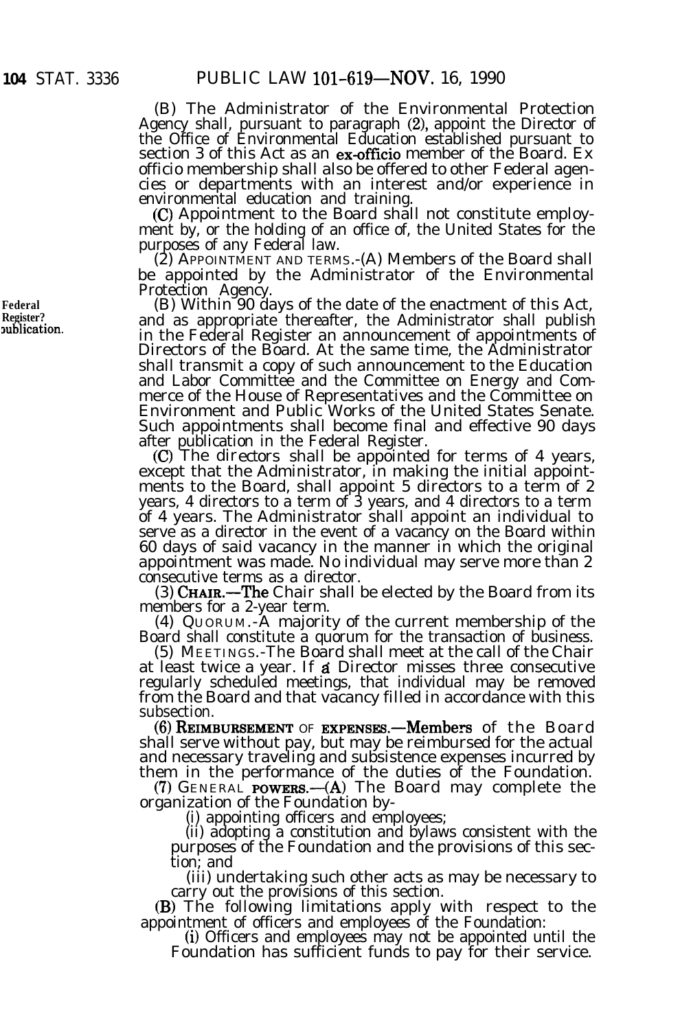(B) The Administrator of the Environmental Protection Agency shall, pursuant to paragraph (2), appoint the Director of the Office of Environmental Education established pursuant to section 3 of this Act as an ex-officio member of the Board. Ex officio membership shall also be offered to other Federal agencies or departments with an interest and/or experience in environmental education and training.

(C) Appointment to the Board shall not constitute employment by, or the holding of an office of, the United States for the purposes of any Federal law.

(2) APPOINTMENT AND TERMS.-(A) Members of the Board shall be appointed by the Administrator of the Environmental Protection Agency.

Federal Register, publication.

(B) Within 90 days of the date of the enactment of this Act, and as appropriate thereafter, the Administrator shall publish in the Federal Register an announcement of appointments of Directors of the Board. At the same time, the Administrator shall transmit a copy of such announcement to the Education and Labor Committee and the Committee on Energy and Commerce of the House of Representatives and the Committee on Environment and Public Works of the United States Senate. Such appointments shall become final and effective 90 days after publication in the Federal Register.

(C) The directors shall be appointed for terms of 4 years, except that the Administrator, in making the initial appointments to the Board, shall appoint 5 directors to a term of 2 years, 4 directors to a term of 3 years, and 4 directors to a term of 4 years. The Administrator shall appoint an individual to serve as a director in the event of a vacancy on the Board within 60 days of said vacancy in the manner in which the original appointment was made. No individual may serve more than 2 consecutive terms as a director.

(3) CHAIR.—The Chair shall be elected by the Board from its members for a 2-year term.

(4) QUORUM.-A majority of the current membership of the Board shall constitute a quorum for the transaction of business.

(5) MEETINGS.-The Board shall meet at the call of the Chair at least twice a year. If a Director misses three consecutive regularly scheduled meetings, that individual may be removed from the Board and that vacancy filled in accordance with this subsection.

(6) REIMBURSEMENT OF EXPENSES.—Members of the Board shall serve without pay, but may be reimbursed for the actual and necessary traveling and subsistence expenses incurred by them in the performance of the duties of the Foundation.

(7) GENERAL POWERS.—(A) The Board may complete the organization of the Foundation by-

(i) appointing officers and employees;

(ii) adopting a constitution and bylaws consistent with the purposes of the Foundation and the provisions of this section; and

(iii) undertaking such other acts as may be necessary to carry out the provisions of this section.

(B) The following limitations apply with respect to the appointment of officers and employees of the Foundation:

(i) Officers and employees may not be appointed until the Foundation has sufficient funds to pay for their service.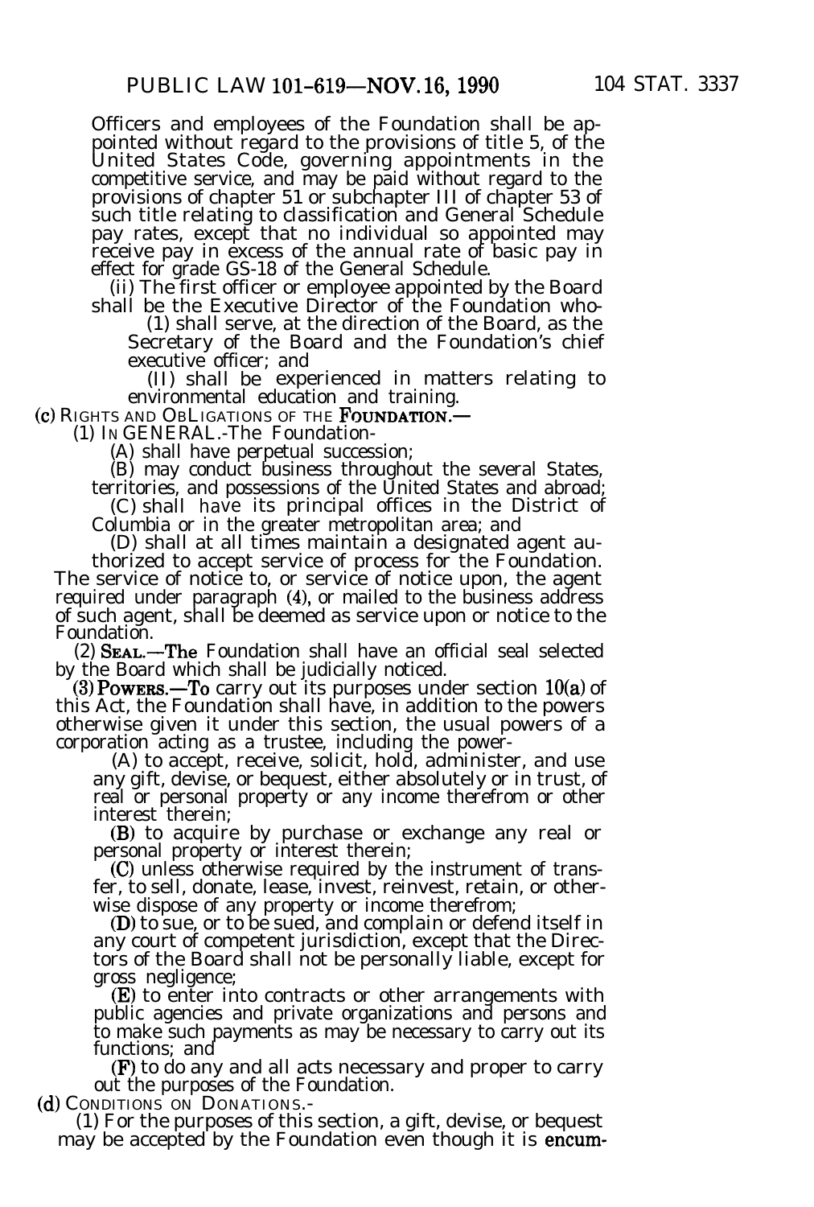Officers and employees of the Foundation shall be appointed without regard to the provisions of title 5, of the United States Code, governing appointments in the competitive service, and may be paid without regard to the provisions of chapter 51 or subchapter III of chapter 53 of such title relating to classification and General Schedule pay rates, except that no individual so appointed may receive pay in excess of the annual rate of basic pay in effect for grade GS-18 of the General Schedule.

(ii) The first officer or employee appointed by the Board shall be the Executive Director of the Foundation who-

(1) shall serve, at the direction of the Board, as the Secretary of the Board and the Foundation's chief executive officer; and

(II) shall be experienced in matters relating to environmental education and training.

(c) RIGHTS AND OBLIGATIONS OF THE FOUNDATION.—

(1) IN GENERAL.-The Foundation-

(A) shall have perpetual succession;

(B) may conduct business throughout the several States, territories, and possessions of the United States and abroad;

(C) shall have its principal offices in the District of Columbia or in the greater metropolitan area; and

(D) shall at all times maintain a designated agent authorized to accept service of process for the Foundation.

The service of notice to, or service of notice upon, the agent required under paragraph (4), or mailed to the business address of such agent, shall be deemed as service upon or notice to the Foundation.

(2) SEAL.—The Foundation shall have an official seal selected by the Board which shall be judicially noticed.

(3) POWERS.—To carry out its purposes under section 10(a) of this Act, the Foundation shall have, in addition to the powers otherwise given it under this section, the usual powers of a corporation acting as a trustee, including the power-

(A) to accept, receive, solicit, hold, administer, and use any gift, devise, or bequest, either absolutely or in trust, of real or personal property or any income therefrom or other interest therein;

(B) to acquire by purchase or exchange any real or personal property or interest therein;

(C) unless otherwise required by the instrument of transfer, to sell, donate, lease, invest, reinvest, retain, or otherwise dispose of any property or income therefrom;

(D) to sue, or to be sued, and complain or defend itself in any court of competent jurisdiction, except that the Directors of the Board shall not be personally liable, except for gross negligence;

(E) to enter into contracts or other arrangements with public agencies and private organizations and persons and to make such payments as may be necessary to carry out its functions; and

(F) to do any and all acts necessary and proper to carry out the purposes of the Foundation.

(d) CONDITIONS ON DONATIONS.-

(1) For the purposes of this section, a gift, devise, or bequest may be accepted by the Foundation even though it is encum-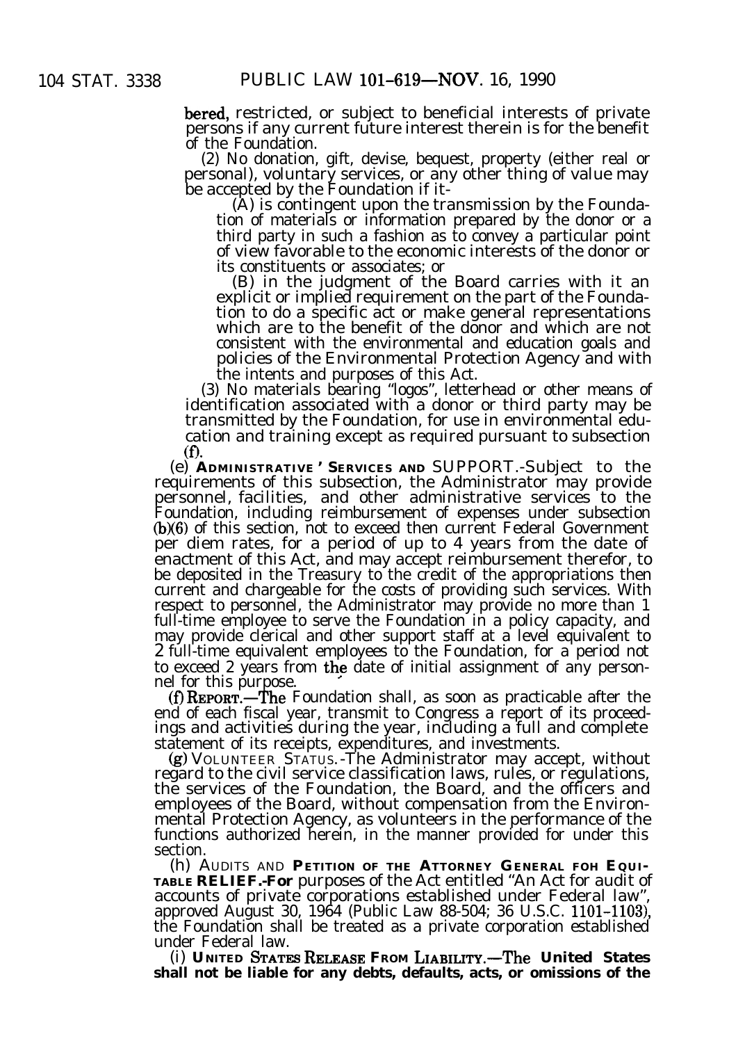bered, restricted, or subject to beneficial interests of private persons if any current future interest therein is for the benefit of the Foundation.

(2) No donation, gift, devise, bequest, property (either real or personal), voluntary services, or any other thing of value may be accepted by the Foundation if it-

(A) is contingent upon the transmission by the Foundation of materials or information prepared by the donor or a third party in such a fashion as to convey a particular point of view favorable to the economic interests of the donor or its constituents or associates; or

(B) in the judgment of the Board carries with it an explicit or implied requirement on the part of the Foundation to do a specific act or make general representations which are to the benefit of the donor and which are not consistent with the environmental and education goals and policies of the Environmental Protection Agency and with the intents and purposes of this Act.

(3) No materials bearing "logos", letterhead or other means of identification associated with a donor or third party may be transmitted by the Foundation, for use in environmental education and training except as required pursuant to subsection (f).

(e) **ADMINISTRATIVE SERVICES AND** SUPPORT.-Subject to the requirements of this subsection, the Administrator may provide personnel, facilities, and other administrative services to the Foundation, including reimbursement of expenses under subsection (b)(6) of this section, not to exceed then current Federal Government per diem rates, for a period of up to 4 years from the date of enactment of this Act, and may accept reimbursement therefor, to be deposited in the Treasury to the credit of the appropriations then current and chargeable for the costs of providing such services. With respect to personnel, the Administrator may provide no more than 1 full-time employee to serve the Foundation in a policy capacity, and may provide clerical and other support staff at a level equivalent to 2 full-time equivalent employees to the Foundation, for a period not to exceed 2 years from the date of initial assignment of any personnel for this purpose.

(f) **REPORT.**—The Foundation shall, as soon as practicable after the end of each fiscal year, transmit to Congress a report of its proceedings and activities during the year, including a full and complete statement of its receipts, expenditures, and investments.

(g) VOLUNTEER STATUS.-The Administrator may accept, without regard to the civil service classification laws, rules, or regulations, the services of the Foundation, the Board, and the officers and employees of the Board, without compensation from the Environmental Protection Agency, as volunteers in the performance of the functions authorized herein, in the manner provided for under this section.

(h) AUDITS AND **PETITION OF THE ATTORNEY GENERAL FOH EQUITABLE RELIEF.-For** purposes of the Act entitled "An Act for audit of accounts of private corporations established under Federal law", approved August 30, 1964 (Public Law 88-504; 36 U.S.C. 1101–1103), the Foundation shall be treated as a private corporation established under Federal law.

(i) **UNITED STATES RELEASE FROM LIABILITY.—The United States shall not be liable for any debts, defaults, acts, or omissions of the**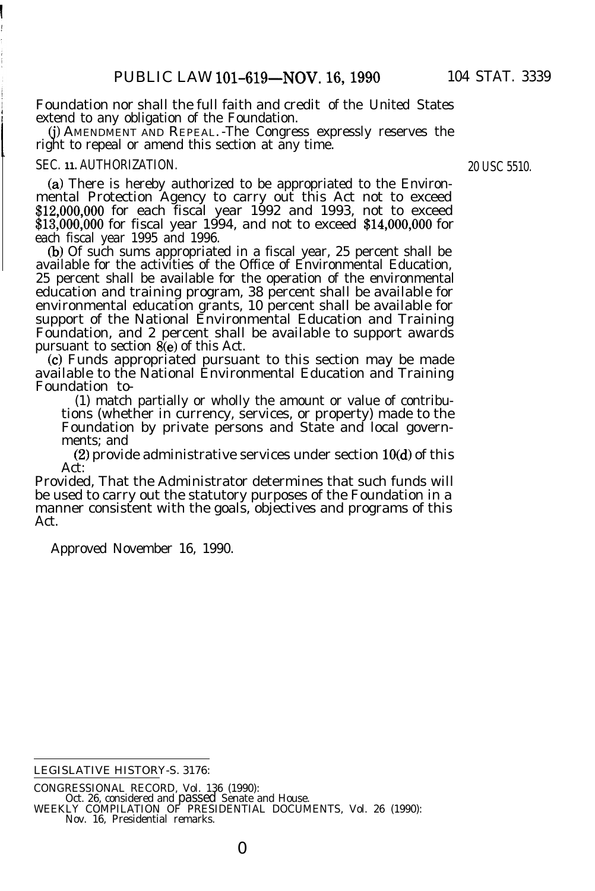Foundation nor shall the full faith and credit of the United States extend to any obligation of the Foundation.

(j) AMENDMENT AND REPEAL.-The Congress expressly reserves the right to repeal or amend this section at any time.

## SEC. 11. AUTHORIZATION.

20 USC 5510.

(a) There is hereby authorized to be appropriated to the Environmental Protection Agency to carry out this Act not to exceed $12,000,000 for each fiscal year 1992 and 1993, not to exceed $13,000,000 for fiscal year 1994, and not to exceed $14,000,000 for each fiscal year 1995 and 1996.

(b) Of such sums appropriated in a fiscal year, 25 percent shall be available for the activities of the Office of Environmental Education, 25 percent shall be available for the operation of the environmental education and training program, 38 percent shall be available for environmental education grants, 10 percent shall be available for support of the National Environmental Education and Training Foundation, and 2 percent shall be available to support awards pursuant to section 8(e) of this Act.

(c) Funds appropriated pursuant to this section may be made available to the National Environmental Education and Training Foundation to-

(1) match partially or wholly the amount or value of contributions (whether in currency, services, or property) made to the Foundation by private persons and State and local governments; and

(2) provide administrative services under section 10(d) of this Act:

*Provided*, That the Administrator determines that such funds will be used to carry out the statutory purposes of the Foundation in a manner consistent with the goals, objectives and programs of this Act.

Approved November 16, 1990.

---

LEGISLATIVE HISTORY-S. 3176:

CONGRESSIONAL RECORD, Vol. 136 (1990):
Oct. 26, considered and passed Senate and House.
WEEKLY COMPILATION OF PRESIDENTIAL DOCUMENTS, Vol. 26 (1990):
Nov. 16, Presidential remarks.